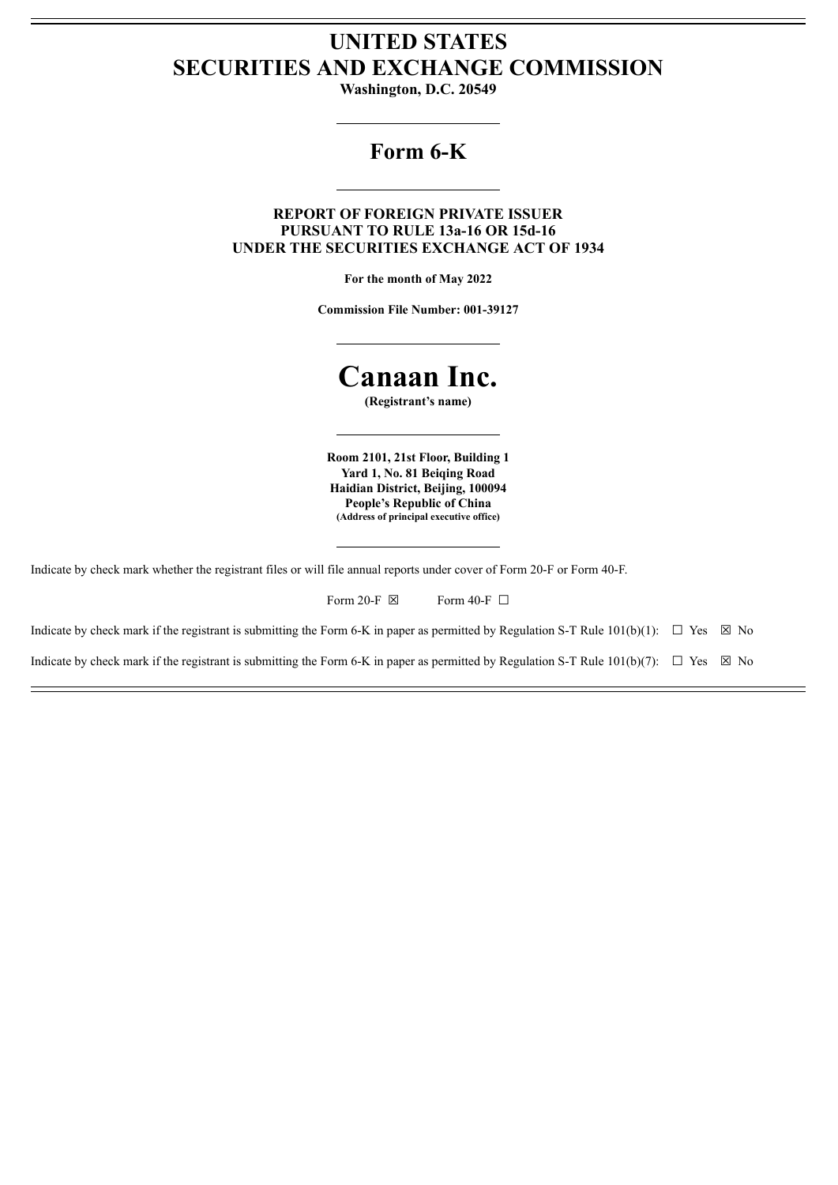# UNITED STATES
# SECURITIES AND EXCHANGE COMMISSION

**Washington, D.C. 20549**

## Form 6-K

**REPORT OF FOREIGN PRIVATE ISSUER**
**PURSUANT TO RULE 13a-16 OR 15d-16**
**UNDER THE SECURITIES EXCHANGE ACT OF 1934**

**For the month of May 2022**

**Commission File Number: 001-39127**

# Canaan Inc.

**(Registrant's name)**

**Room 2101, 21st Floor, Building 1**
**Yard 1, No. 81 Beiqing Road**
**Haidian District, Beijing, 100094**
**People's Republic of China**
**(Address of principal executive office)**

Indicate by check mark whether the registrant files or will file annual reports under cover of Form 20-F or Form 40-F.

Form 20-F ☒ Form 40-F ☐

Indicate by check mark if the registrant is submitting the Form 6-K in paper as permitted by Regulation S-T Rule 101(b)(1): ☐ Yes ☒ No

Indicate by check mark if the registrant is submitting the Form 6-K in paper as permitted by Regulation S-T Rule 101(b)(7): ☐ Yes ☒ No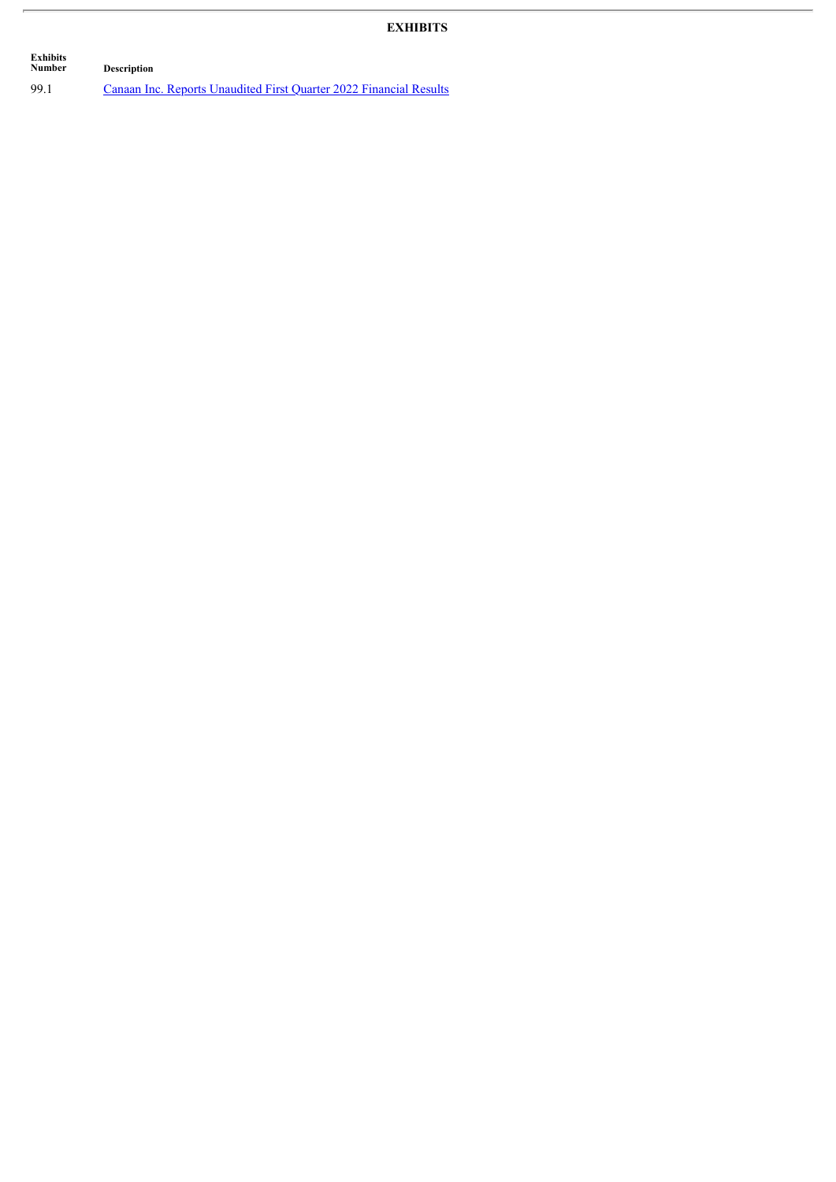# EXHIBITS

| Exhibits Number | Description |
|---|---|
| 99.1 | Canaan Inc. Reports Unaudited First Quarter 2022 Financial Results |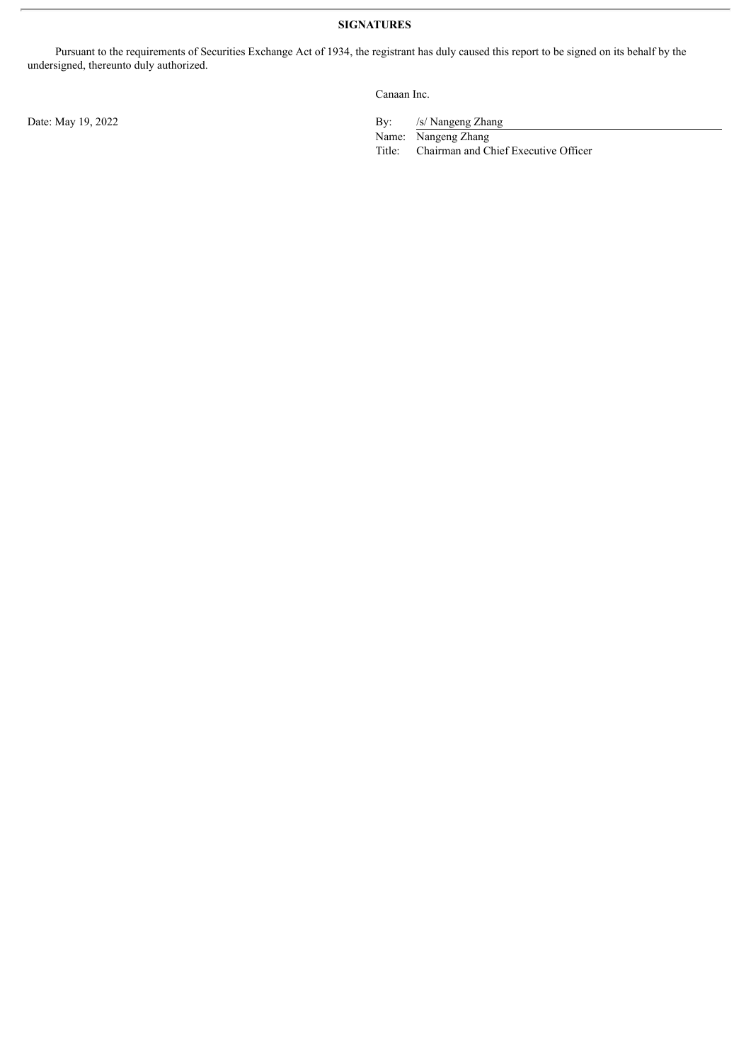**SIGNATURES**

Pursuant to the requirements of Securities Exchange Act of 1934, the registrant has duly caused this report to be signed on its behalf by the undersigned, thereunto duly authorized.

Canaan Inc.

Date: May 19, 2022

By: /s/ Nangeng Zhang
Name: Nangeng Zhang
Title: Chairman and Chief Executive Officer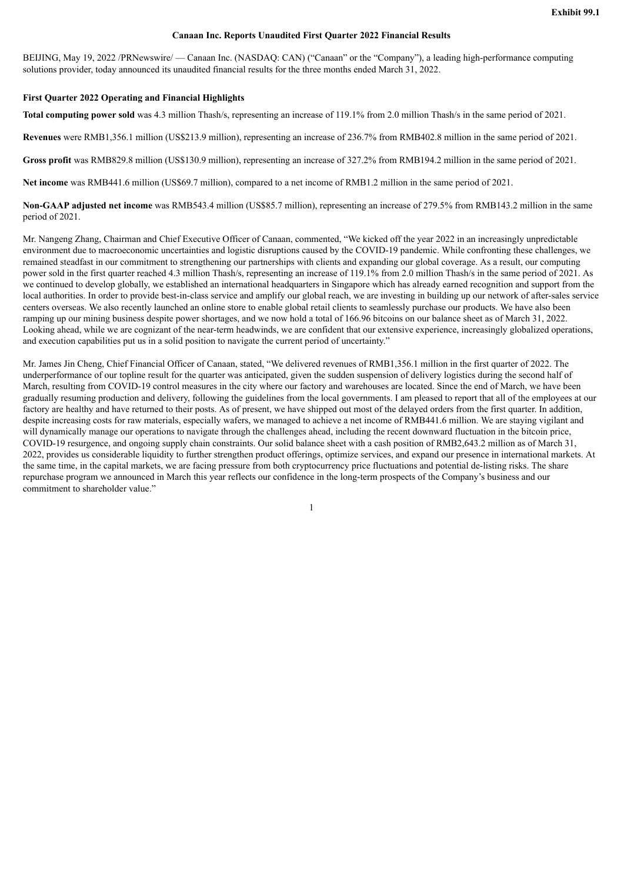**Exhibit 99.1**

**Canaan Inc. Reports Unaudited First Quarter 2022 Financial Results**

BEIJING, May 19, 2022 /PRNewswire/ — Canaan Inc. (NASDAQ: CAN) ("Canaan" or the "Company"), a leading high-performance computing solutions provider, today announced its unaudited financial results for the three months ended March 31, 2022.

**First Quarter 2022 Operating and Financial Highlights**

**Total computing power sold** was 4.3 million Thash/s, representing an increase of 119.1% from 2.0 million Thash/s in the same period of 2021.

**Revenues** were RMB1,356.1 million (US$213.9 million), representing an increase of 236.7% from RMB402.8 million in the same period of 2021.

**Gross profit** was RMB829.8 million (US$130.9 million), representing an increase of 327.2% from RMB194.2 million in the same period of 2021.

**Net income** was RMB441.6 million (US$69.7 million), compared to a net income of RMB1.2 million in the same period of 2021.

**Non-GAAP adjusted net income** was RMB543.4 million (US$85.7 million), representing an increase of 279.5% from RMB143.2 million in the same period of 2021.

Mr. Nangeng Zhang, Chairman and Chief Executive Officer of Canaan, commented, "We kicked off the year 2022 in an increasingly unpredictable environment due to macroeconomic uncertainties and logistic disruptions caused by the COVID-19 pandemic. While confronting these challenges, we remained steadfast in our commitment to strengthening our partnerships with clients and expanding our global coverage. As a result, our computing power sold in the first quarter reached 4.3 million Thash/s, representing an increase of 119.1% from 2.0 million Thash/s in the same period of 2021. As we continued to develop globally, we established an international headquarters in Singapore which has already earned recognition and support from the local authorities. In order to provide best-in-class service and amplify our global reach, we are investing in building up our network of after-sales service centers overseas. We also recently launched an online store to enable global retail clients to seamlessly purchase our products. We have also been ramping up our mining business despite power shortages, and we now hold a total of 166.96 bitcoins on our balance sheet as of March 31, 2022. Looking ahead, while we are cognizant of the near-term headwinds, we are confident that our extensive experience, increasingly globalized operations, and execution capabilities put us in a solid position to navigate the current period of uncertainty."

Mr. James Jin Cheng, Chief Financial Officer of Canaan, stated, "We delivered revenues of RMB1,356.1 million in the first quarter of 2022. The underperformance of our topline result for the quarter was anticipated, given the sudden suspension of delivery logistics during the second half of March, resulting from COVID-19 control measures in the city where our factory and warehouses are located. Since the end of March, we have been gradually resuming production and delivery, following the guidelines from the local governments. I am pleased to report that all of the employees at our factory are healthy and have returned to their posts. As of present, we have shipped out most of the delayed orders from the first quarter. In addition, despite increasing costs for raw materials, especially wafers, we managed to achieve a net income of RMB441.6 million. We are staying vigilant and will dynamically manage our operations to navigate through the challenges ahead, including the recent downward fluctuation in the bitcoin price, COVID-19 resurgence, and ongoing supply chain constraints. Our solid balance sheet with a cash position of RMB2,643.2 million as of March 31, 2022, provides us considerable liquidity to further strengthen product offerings, optimize services, and expand our presence in international markets. At the same time, in the capital markets, we are facing pressure from both cryptocurrency price fluctuations and potential de-listing risks. The share repurchase program we announced in March this year reflects our confidence in the long-term prospects of the Company's business and our commitment to shareholder value."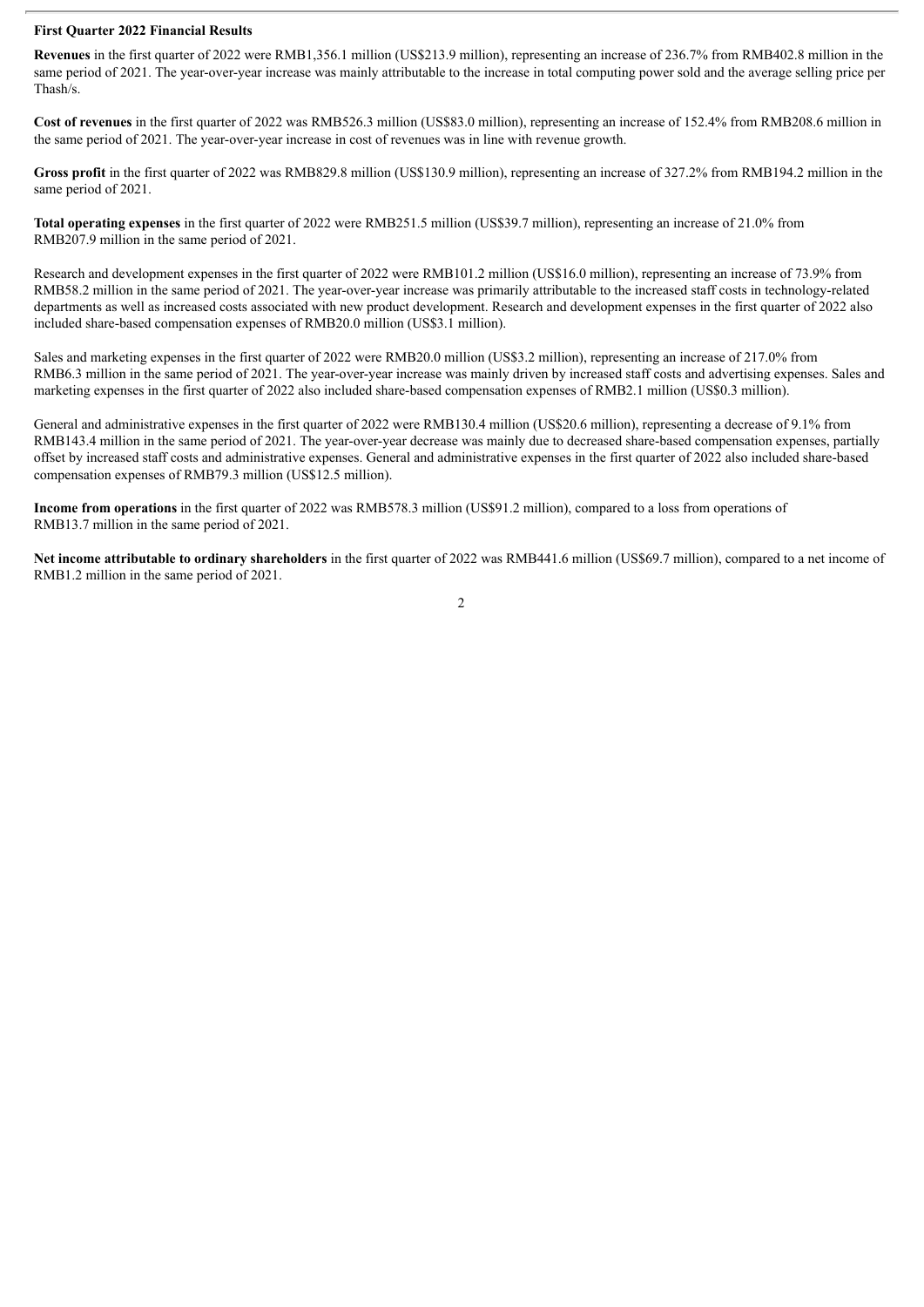**First Quarter 2022 Financial Results**

**Revenues** in the first quarter of 2022 were RMB1,356.1 million (US$213.9 million), representing an increase of 236.7% from RMB402.8 million in the same period of 2021. The year-over-year increase was mainly attributable to the increase in total computing power sold and the average selling price per Thash/s.

**Cost of revenues** in the first quarter of 2022 was RMB526.3 million (US$83.0 million), representing an increase of 152.4% from RMB208.6 million in the same period of 2021. The year-over-year increase in cost of revenues was in line with revenue growth.

**Gross profit** in the first quarter of 2022 was RMB829.8 million (US$130.9 million), representing an increase of 327.2% from RMB194.2 million in the same period of 2021.

**Total operating expenses** in the first quarter of 2022 were RMB251.5 million (US$39.7 million), representing an increase of 21.0% from RMB207.9 million in the same period of 2021.

Research and development expenses in the first quarter of 2022 were RMB101.2 million (US$16.0 million), representing an increase of 73.9% from RMB58.2 million in the same period of 2021. The year-over-year increase was primarily attributable to the increased staff costs in technology-related departments as well as increased costs associated with new product development. Research and development expenses in the first quarter of 2022 also included share-based compensation expenses of RMB20.0 million (US$3.1 million).

Sales and marketing expenses in the first quarter of 2022 were RMB20.0 million (US$3.2 million), representing an increase of 217.0% from RMB6.3 million in the same period of 2021. The year-over-year increase was mainly driven by increased staff costs and advertising expenses. Sales and marketing expenses in the first quarter of 2022 also included share-based compensation expenses of RMB2.1 million (US$0.3 million).

General and administrative expenses in the first quarter of 2022 were RMB130.4 million (US$20.6 million), representing a decrease of 9.1% from RMB143.4 million in the same period of 2021. The year-over-year decrease was mainly due to decreased share-based compensation expenses, partially offset by increased staff costs and administrative expenses. General and administrative expenses in the first quarter of 2022 also included share-based compensation expenses of RMB79.3 million (US$12.5 million).

**Income from operations** in the first quarter of 2022 was RMB578.3 million (US$91.2 million), compared to a loss from operations of RMB13.7 million in the same period of 2021.

**Net income attributable to ordinary shareholders** in the first quarter of 2022 was RMB441.6 million (US$69.7 million), compared to a net income of RMB1.2 million in the same period of 2021.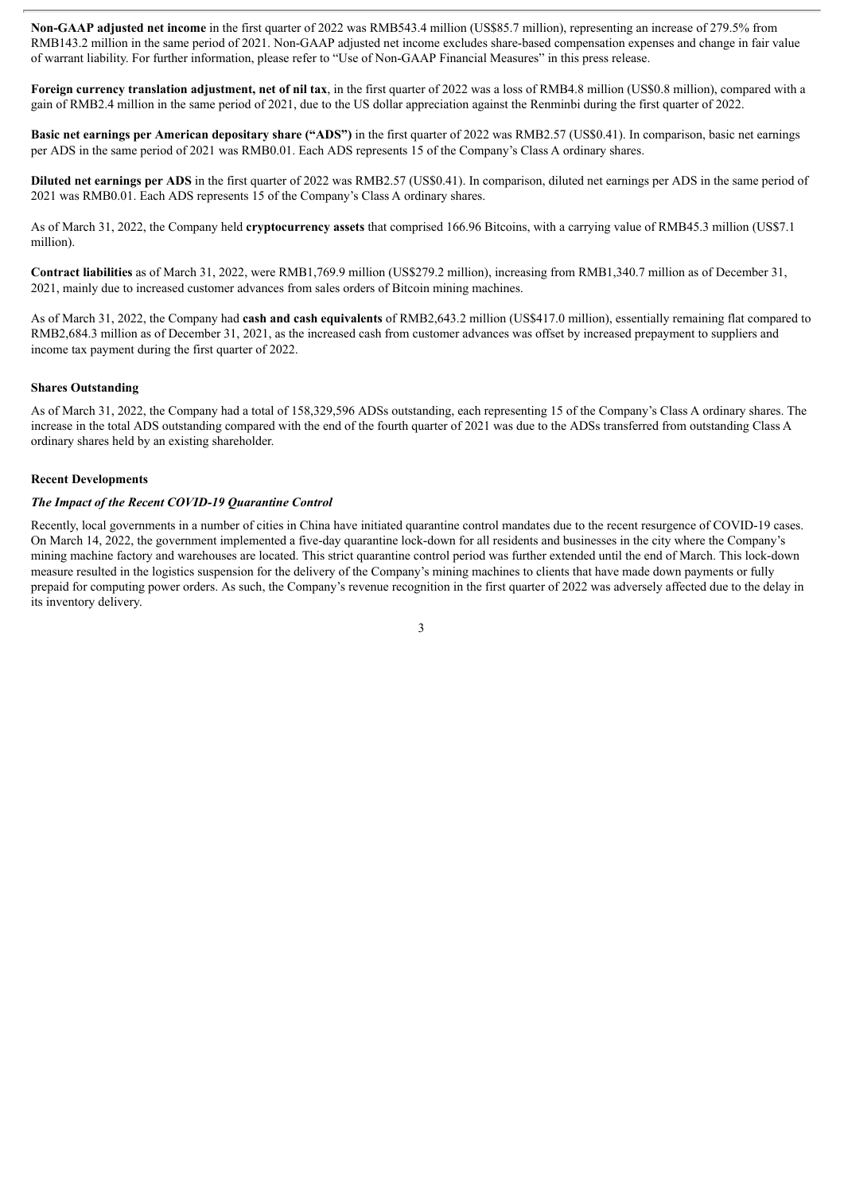**Non-GAAP adjusted net income** in the first quarter of 2022 was RMB543.4 million (US$85.7 million), representing an increase of 279.5% from RMB143.2 million in the same period of 2021. Non-GAAP adjusted net income excludes share-based compensation expenses and change in fair value of warrant liability. For further information, please refer to "Use of Non-GAAP Financial Measures" in this press release.

**Foreign currency translation adjustment, net of nil tax**, in the first quarter of 2022 was a loss of RMB4.8 million (US$0.8 million), compared with a gain of RMB2.4 million in the same period of 2021, due to the US dollar appreciation against the Renminbi during the first quarter of 2022.

**Basic net earnings per American depositary share ("ADS")** in the first quarter of 2022 was RMB2.57 (US$0.41). In comparison, basic net earnings per ADS in the same period of 2021 was RMB0.01. Each ADS represents 15 of the Company's Class A ordinary shares.

**Diluted net earnings per ADS** in the first quarter of 2022 was RMB2.57 (US$0.41). In comparison, diluted net earnings per ADS in the same period of 2021 was RMB0.01. Each ADS represents 15 of the Company's Class A ordinary shares.

As of March 31, 2022, the Company held **cryptocurrency assets** that comprised 166.96 Bitcoins, with a carrying value of RMB45.3 million (US$7.1 million).

**Contract liabilities** as of March 31, 2022, were RMB1,769.9 million (US$279.2 million), increasing from RMB1,340.7 million as of December 31, 2021, mainly due to increased customer advances from sales orders of Bitcoin mining machines.

As of March 31, 2022, the Company had **cash and cash equivalents** of RMB2,643.2 million (US$417.0 million), essentially remaining flat compared to RMB2,684.3 million as of December 31, 2021, as the increased cash from customer advances was offset by increased prepayment to suppliers and income tax payment during the first quarter of 2022.

## Shares Outstanding

As of March 31, 2022, the Company had a total of 158,329,596 ADSs outstanding, each representing 15 of the Company's Class A ordinary shares. The increase in the total ADS outstanding compared with the end of the fourth quarter of 2021 was due to the ADSs transferred from outstanding Class A ordinary shares held by an existing shareholder.

## Recent Developments

### *The Impact of the Recent COVID-19 Quarantine Control*

Recently, local governments in a number of cities in China have initiated quarantine control mandates due to the recent resurgence of COVID-19 cases. On March 14, 2022, the government implemented a five-day quarantine lock-down for all residents and businesses in the city where the Company's mining machine factory and warehouses are located. This strict quarantine control period was further extended until the end of March. This lock-down measure resulted in the logistics suspension for the delivery of the Company's mining machines to clients that have made down payments or fully prepaid for computing power orders. As such, the Company's revenue recognition in the first quarter of 2022 was adversely affected due to the delay in its inventory delivery.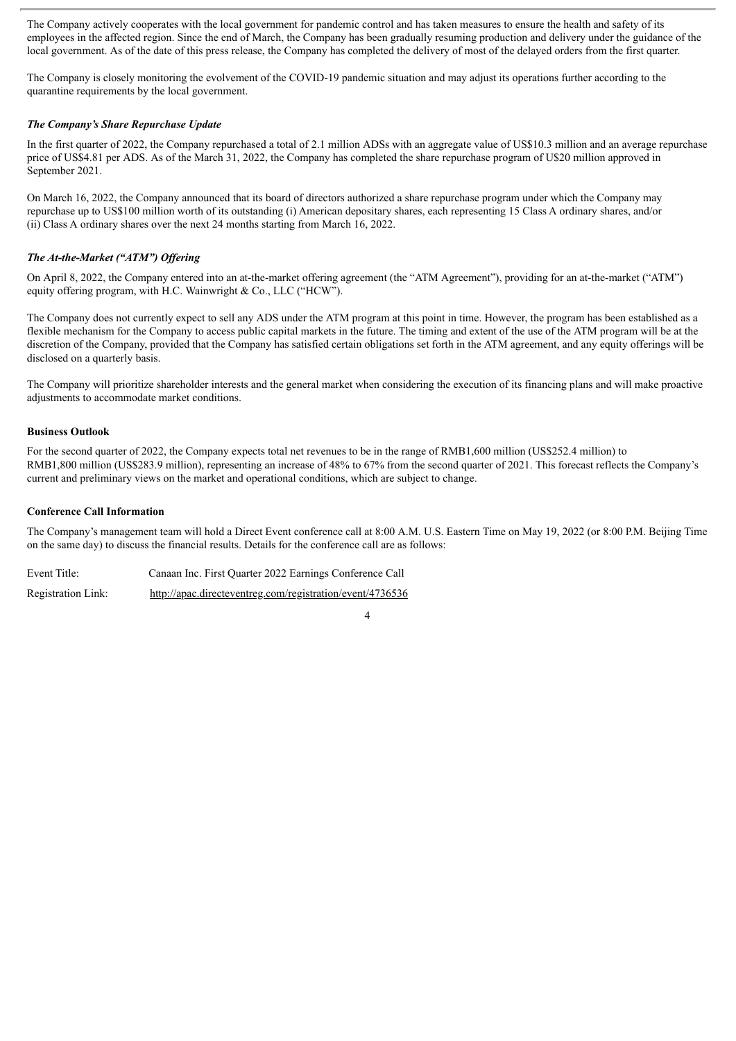The Company actively cooperates with the local government for pandemic control and has taken measures to ensure the health and safety of its employees in the affected region. Since the end of March, the Company has been gradually resuming production and delivery under the guidance of the local government. As of the date of this press release, the Company has completed the delivery of most of the delayed orders from the first quarter.

The Company is closely monitoring the evolvement of the COVID-19 pandemic situation and may adjust its operations further according to the quarantine requirements by the local government.

***The Company's Share Repurchase Update***

In the first quarter of 2022, the Company repurchased a total of 2.1 million ADSs with an aggregate value of US$10.3 million and an average repurchase price of US$4.81 per ADS. As of the March 31, 2022, the Company has completed the share repurchase program of U$20 million approved in September 2021.

On March 16, 2022, the Company announced that its board of directors authorized a share repurchase program under which the Company may repurchase up to US$100 million worth of its outstanding (i) American depositary shares, each representing 15 Class A ordinary shares, and/or (ii) Class A ordinary shares over the next 24 months starting from March 16, 2022.

***The At-the-Market ("ATM") Offering***

On April 8, 2022, the Company entered into an at-the-market offering agreement (the "ATM Agreement"), providing for an at-the-market ("ATM") equity offering program, with H.C. Wainwright & Co., LLC ("HCW").

The Company does not currently expect to sell any ADS under the ATM program at this point in time. However, the program has been established as a flexible mechanism for the Company to access public capital markets in the future. The timing and extent of the use of the ATM program will be at the discretion of the Company, provided that the Company has satisfied certain obligations set forth in the ATM agreement, and any equity offerings will be disclosed on a quarterly basis.

The Company will prioritize shareholder interests and the general market when considering the execution of its financing plans and will make proactive adjustments to accommodate market conditions.

**Business Outlook**

For the second quarter of 2022, the Company expects total net revenues to be in the range of RMB1,600 million (US$252.4 million) to RMB1,800 million (US$283.9 million), representing an increase of 48% to 67% from the second quarter of 2021. This forecast reflects the Company's current and preliminary views on the market and operational conditions, which are subject to change.

**Conference Call Information**

The Company's management team will hold a Direct Event conference call at 8:00 A.M. U.S. Eastern Time on May 19, 2022 (or 8:00 P.M. Beijing Time on the same day) to discuss the financial results. Details for the conference call are as follows:

| | |
|---|---|
| Event Title: | Canaan Inc. First Quarter 2022 Earnings Conference Call |
| Registration Link: | http://apac.directeventreg.com/registration/event/4736536 |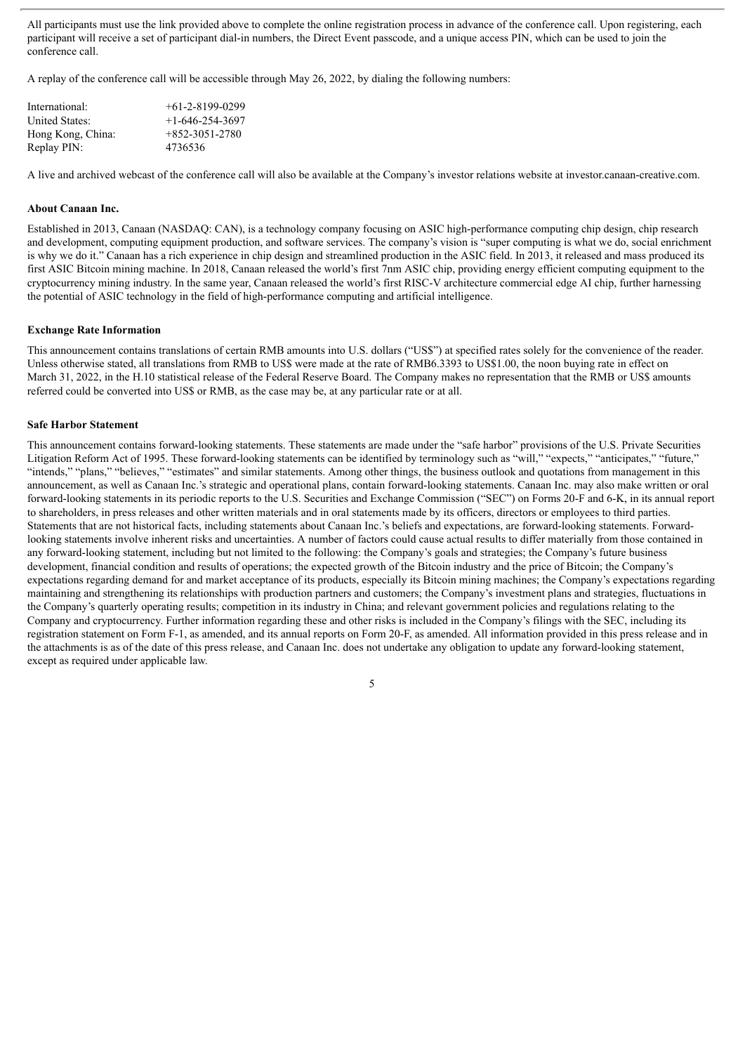All participants must use the link provided above to complete the online registration process in advance of the conference call. Upon registering, each participant will receive a set of participant dial-in numbers, the Direct Event passcode, and a unique access PIN, which can be used to join the conference call.

A replay of the conference call will be accessible through May 26, 2022, by dialing the following numbers:

| | |
|---|---|
| International: | +61-2-8199-0299 |
| United States: | +1-646-254-3697 |
| Hong Kong, China: | +852-3051-2780 |
| Replay PIN: | 4736536 |

A live and archived webcast of the conference call will also be available at the Company's investor relations website at investor.canaan-creative.com.

**About Canaan Inc.**

Established in 2013, Canaan (NASDAQ: CAN), is a technology company focusing on ASIC high-performance computing chip design, chip research and development, computing equipment production, and software services. The company's vision is "super computing is what we do, social enrichment is why we do it." Canaan has a rich experience in chip design and streamlined production in the ASIC field. In 2013, it released and mass produced its first ASIC Bitcoin mining machine. In 2018, Canaan released the world's first 7nm ASIC chip, providing energy efficient computing equipment to the cryptocurrency mining industry. In the same year, Canaan released the world's first RISC-V architecture commercial edge AI chip, further harnessing the potential of ASIC technology in the field of high-performance computing and artificial intelligence.

**Exchange Rate Information**

This announcement contains translations of certain RMB amounts into U.S. dollars ("US$") at specified rates solely for the convenience of the reader. Unless otherwise stated, all translations from RMB to US$ were made at the rate of RMB6.3393 to US$1.00, the noon buying rate in effect on March 31, 2022, in the H.10 statistical release of the Federal Reserve Board. The Company makes no representation that the RMB or US$ amounts referred could be converted into US$ or RMB, as the case may be, at any particular rate or at all.

**Safe Harbor Statement**

This announcement contains forward-looking statements. These statements are made under the "safe harbor" provisions of the U.S. Private Securities Litigation Reform Act of 1995. These forward-looking statements can be identified by terminology such as "will," "expects," "anticipates," "future," "intends," "plans," "believes," "estimates" and similar statements. Among other things, the business outlook and quotations from management in this announcement, as well as Canaan Inc.'s strategic and operational plans, contain forward-looking statements. Canaan Inc. may also make written or oral forward-looking statements in its periodic reports to the U.S. Securities and Exchange Commission ("SEC") on Forms 20-F and 6-K, in its annual report to shareholders, in press releases and other written materials and in oral statements made by its officers, directors or employees to third parties. Statements that are not historical facts, including statements about Canaan Inc.'s beliefs and expectations, are forward-looking statements. Forward-looking statements involve inherent risks and uncertainties. A number of factors could cause actual results to differ materially from those contained in any forward-looking statement, including but not limited to the following: the Company's goals and strategies; the Company's future business development, financial condition and results of operations; the expected growth of the Bitcoin industry and the price of Bitcoin; the Company's expectations regarding demand for and market acceptance of its products, especially its Bitcoin mining machines; the Company's expectations regarding maintaining and strengthening its relationships with production partners and customers; the Company's investment plans and strategies, fluctuations in the Company's quarterly operating results; competition in its industry in China; and relevant government policies and regulations relating to the Company and cryptocurrency. Further information regarding these and other risks is included in the Company's filings with the SEC, including its registration statement on Form F-1, as amended, and its annual reports on Form 20-F, as amended. All information provided in this press release and in the attachments is as of the date of this press release, and Canaan Inc. does not undertake any obligation to update any forward-looking statement, except as required under applicable law.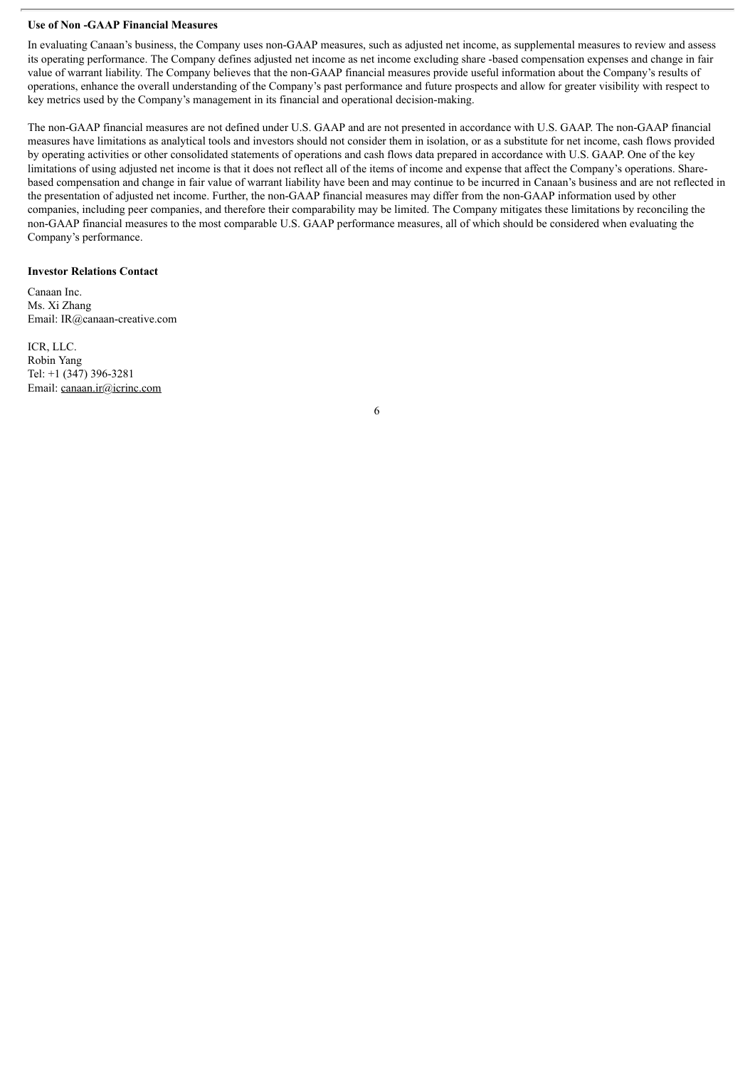### Use of Non -GAAP Financial Measures

In evaluating Canaan's business, the Company uses non-GAAP measures, such as adjusted net income, as supplemental measures to review and assess its operating performance. The Company defines adjusted net income as net income excluding share -based compensation expenses and change in fair value of warrant liability. The Company believes that the non-GAAP financial measures provide useful information about the Company's results of operations, enhance the overall understanding of the Company's past performance and future prospects and allow for greater visibility with respect to key metrics used by the Company's management in its financial and operational decision-making.

The non-GAAP financial measures are not defined under U.S. GAAP and are not presented in accordance with U.S. GAAP. The non-GAAP financial measures have limitations as analytical tools and investors should not consider them in isolation, or as a substitute for net income, cash flows provided by operating activities or other consolidated statements of operations and cash flows data prepared in accordance with U.S. GAAP. One of the key limitations of using adjusted net income is that it does not reflect all of the items of income and expense that affect the Company's operations. Share-based compensation and change in fair value of warrant liability have been and may continue to be incurred in Canaan's business and are not reflected in the presentation of adjusted net income. Further, the non-GAAP financial measures may differ from the non-GAAP information used by other companies, including peer companies, and therefore their comparability may be limited. The Company mitigates these limitations by reconciling the non-GAAP financial measures to the most comparable U.S. GAAP performance measures, all of which should be considered when evaluating the Company's performance.

### Investor Relations Contact

Canaan Inc.
Ms. Xi Zhang
Email: IR@canaan-creative.com

ICR, LLC.
Robin Yang
Tel: +1 (347) 396-3281
Email: canaan.ir@icrinc.com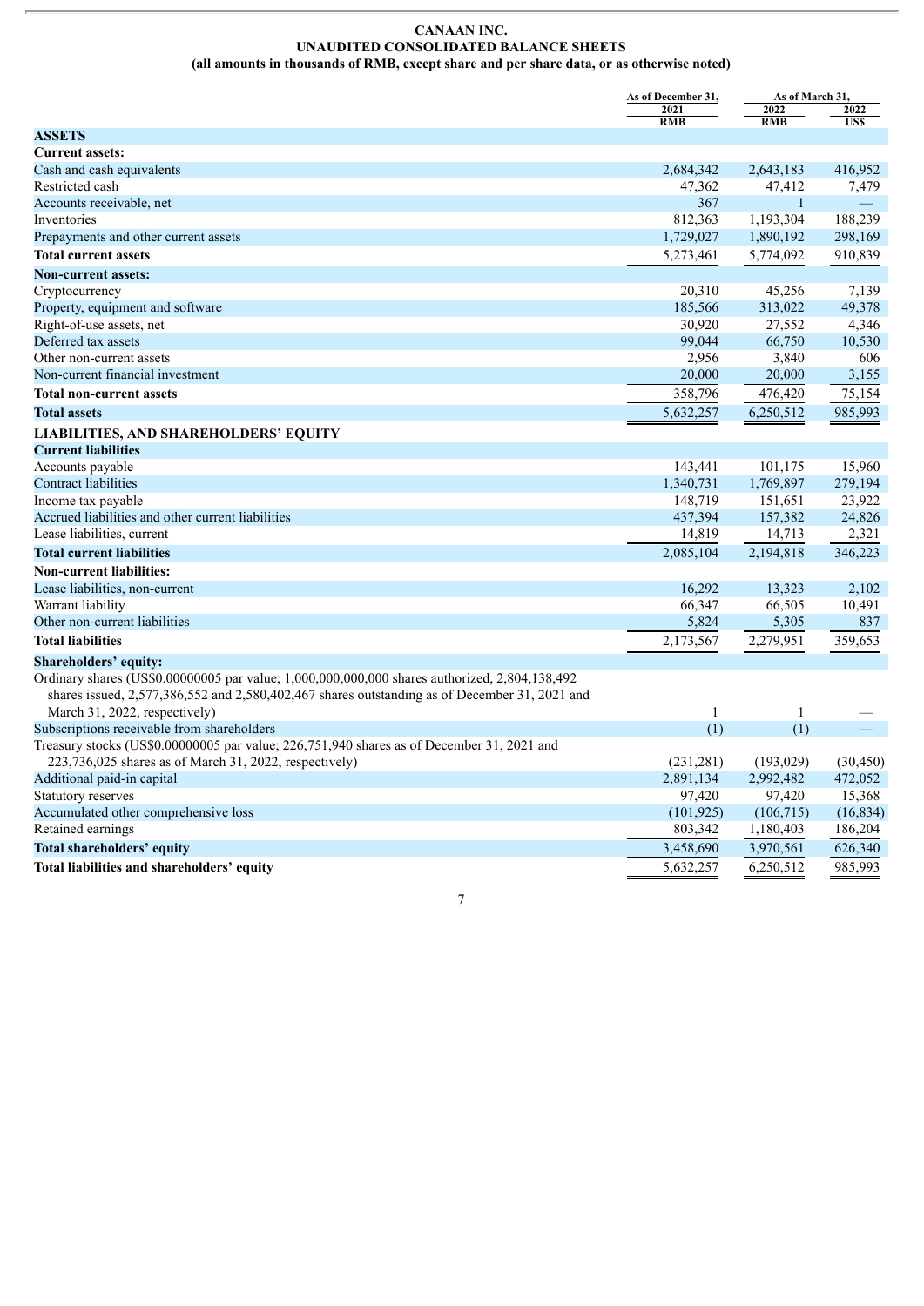**CANAAN INC.**
**UNAUDITED CONSOLIDATED BALANCE SHEETS**
**(all amounts in thousands of RMB, except share and per share data, or as otherwise noted)**

| | As of December 31, 2021 | As of March 31, 2022 | As of March 31, 2022 |
|---|---|---|---|
| | RMB | RMB | US$ |
| **ASSETS** | | | |
| **Current assets:** | | | |
| Cash and cash equivalents | 2,684,342 | 2,643,183 | 416,952 |
| Restricted cash | 47,362 | 47,412 | 7,479 |
| Accounts receivable, net | 367 | 1 | — |
| Inventories | 812,363 | 1,193,304 | 188,239 |
| Prepayments and other current assets | 1,729,027 | 1,890,192 | 298,169 |
| **Total current assets** | 5,273,461 | 5,774,092 | 910,839 |
| **Non-current assets:** | | | |
| Cryptocurrency | 20,310 | 45,256 | 7,139 |
| Property, equipment and software | 185,566 | 313,022 | 49,378 |
| Right-of-use assets, net | 30,920 | 27,552 | 4,346 |
| Deferred tax assets | 99,044 | 66,750 | 10,530 |
| Other non-current assets | 2,956 | 3,840 | 606 |
| Non-current financial investment | 20,000 | 20,000 | 3,155 |
| **Total non-current assets** | 358,796 | 476,420 | 75,154 |
| **Total assets** | 5,632,257 | 6,250,512 | 985,993 |
| **LIABILITIES, AND SHAREHOLDERS' EQUITY** | | | |
| **Current liabilities** | | | |
| Accounts payable | 143,441 | 101,175 | 15,960 |
| Contract liabilities | 1,340,731 | 1,769,897 | 279,194 |
| Income tax payable | 148,719 | 151,651 | 23,922 |
| Accrued liabilities and other current liabilities | 437,394 | 157,382 | 24,826 |
| Lease liabilities, current | 14,819 | 14,713 | 2,321 |
| **Total current liabilities** | 2,085,104 | 2,194,818 | 346,223 |
| **Non-current liabilities:** | | | |
| Lease liabilities, non-current | 16,292 | 13,323 | 2,102 |
| Warrant liability | 66,347 | 66,505 | 10,491 |
| Other non-current liabilities | 5,824 | 5,305 | 837 |
| **Total liabilities** | 2,173,567 | 2,279,951 | 359,653 |
| **Shareholders' equity:** | | | |
| Ordinary shares (US$0.00000005 par value; 1,000,000,000,000 shares authorized, 2,804,138,492 shares issued, 2,577,386,552 and 2,580,402,467 shares outstanding as of December 31, 2021 and March 31, 2022, respectively) | 1 | 1 | — |
| Subscriptions receivable from shareholders | (1) | (1) | — |
| Treasury stocks (US$0.00000005 par value; 226,751,940 shares as of December 31, 2021 and 223,736,025 shares as of March 31, 2022, respectively) | (231,281) | (193,029) | (30,450) |
| Additional paid-in capital | 2,891,134 | 2,992,482 | 472,052 |
| Statutory reserves | 97,420 | 97,420 | 15,368 |
| Accumulated other comprehensive loss | (101,925) | (106,715) | (16,834) |
| Retained earnings | 803,342 | 1,180,403 | 186,204 |
| **Total shareholders' equity** | 3,458,690 | 3,970,561 | 626,340 |
| **Total liabilities and shareholders' equity** | 5,632,257 | 6,250,512 | 985,993 |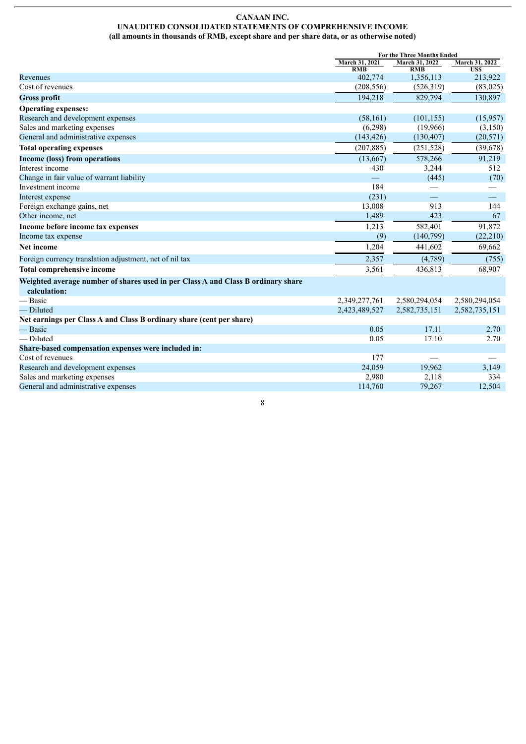**CANAAN INC.**
**UNAUDITED CONSOLIDATED STATEMENTS OF COMPREHENSIVE INCOME**
**(all amounts in thousands of RMB, except share and per share data, or as otherwise noted)**

| | For the Three Months Ended | | |
|---|---|---|---|
| | March 31, 2021 RMB | March 31, 2022 RMB | March 31, 2022 US$ |
| Revenues | 402,774 | 1,356,113 | 213,922 |
| Cost of revenues | (208,556) | (526,319) | (83,025) |
| **Gross profit** | 194,218 | 829,794 | 130,897 |
| **Operating expenses:** | | | |
| Research and development expenses | (58,161) | (101,155) | (15,957) |
| Sales and marketing expenses | (6,298) | (19,966) | (3,150) |
| General and administrative expenses | (143,426) | (130,407) | (20,571) |
| **Total operating expenses** | (207,885) | (251,528) | (39,678) |
| **Income (loss) from operations** | (13,667) | 578,266 | 91,219 |
| Interest income | 430 | 3,244 | 512 |
| Change in fair value of warrant liability | — | (445) | (70) |
| Investment income | 184 | — | — |
| Interest expense | (231) | — | — |
| Foreign exchange gains, net | 13,008 | 913 | 144 |
| Other income, net | 1,489 | 423 | 67 |
| **Income before income tax expenses** | 1,213 | 582,401 | 91,872 |
| Income tax expense | (9) | (140,799) | (22,210) |
| **Net income** | 1,204 | 441,602 | 69,662 |
| Foreign currency translation adjustment, net of nil tax | 2,357 | (4,789) | (755) |
| **Total comprehensive income** | 3,561 | 436,813 | 68,907 |
| **Weighted average number of shares used in per Class A and Class B ordinary share calculation:** | | | |
| — Basic | 2,349,277,761 | 2,580,294,054 | 2,580,294,054 |
| — Diluted | 2,423,489,527 | 2,582,735,151 | 2,582,735,151 |
| **Net earnings per Class A and Class B ordinary share (cent per share)** | | | |
| — Basic | 0.05 | 17.11 | 2.70 |
| — Diluted | 0.05 | 17.10 | 2.70 |
| **Share-based compensation expenses were included in:** | | | |
| Cost of revenues | 177 | — | — |
| Research and development expenses | 24,059 | 19,962 | 3,149 |
| Sales and marketing expenses | 2,980 | 2,118 | 334 |
| General and administrative expenses | 114,760 | 79,267 | 12,504 |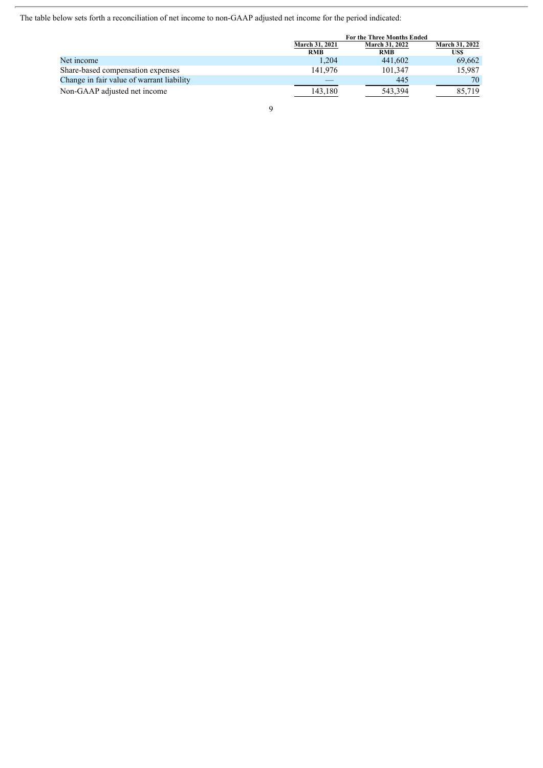The table below sets forth a reconciliation of net income to non-GAAP adjusted net income for the period indicated:

| | For the Three Months Ended | | |
|---|---|---|---|
| | March 31, 2021 | March 31, 2022 | March 31, 2022 |
| | RMB | RMB | US$ |
| Net income | 1,204 | 441,602 | 69,662 |
| Share-based compensation expenses | 141,976 | 101,347 | 15,987 |
| Change in fair value of warrant liability | — | 445 | 70 |
| Non-GAAP adjusted net income | 143,180 | 543,394 | 85,719 |